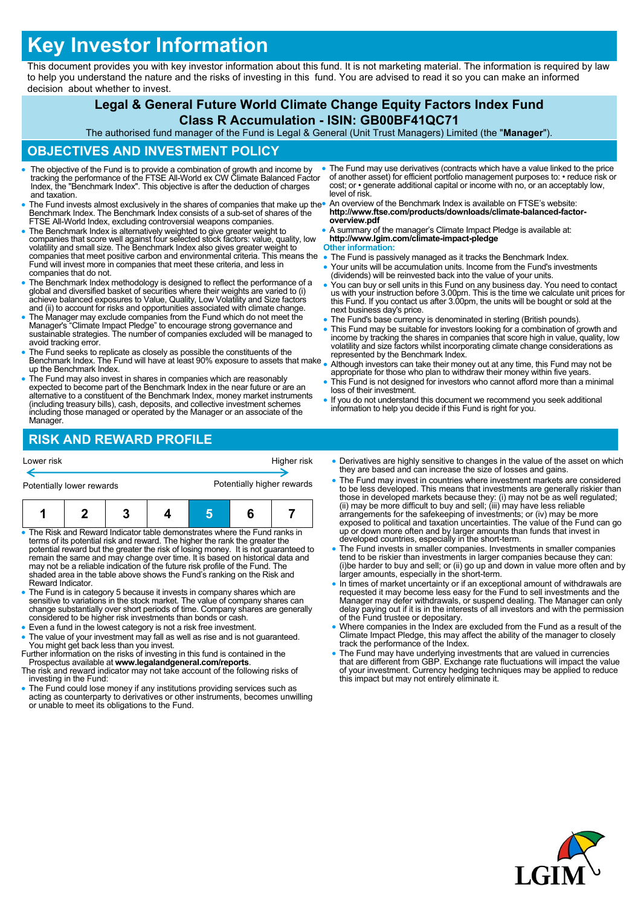# Key Investor Information

This document provides you with key investor information about this fund. It is not marketing material. The information is required by law to help you understand the nature and the risks of investing in this fund. You are advised to read it so you can make an informed decision about whether to invest.

## Legal & General Future World Climate Change Equity Factors Index Fund

## Class R Accumulation - ISIN: GB00BF41QC71

The authorised fund manager of the Fund is Legal & General (Unit Trust Managers) Limited (the "**Manager**").

## OBJECTIVES AND INVESTMENT POLICY

- The objective of the Fund is to provide a combination of growth and income by tracking the performance of the FTSE All-World ex CW Climate Balanced Factor Index, the "Benchmark Index". This objective is after the deduction of charges and taxation.
- The Fund invests almost exclusively in the shares of companies that make up the Benchmark Index. The Benchmark Index consists of a sub-set of shares of the FTSE All-World Index, excluding controversial weapons companies.
- The Benchmark Index is alternatively weighted to give greater weight to companies that score well against four selected stock factors: value, quality, low volatility and small size. The Benchmark Index also gives greater weight to companies that meet positive carbon and environmental criteria. This means the Fund will invest more in companies that meet these criteria, and less in companies that do not.
- The Benchmark Index methodology is designed to reflect the performance of a global and diversified basket of securities where their weights are varied to (i) achieve balanced exposures to Value, Quality, Low Volatility and Size factors and (ii) to account for risks and opportunities associated with climate change.
- The Manager may exclude companies from the Fund which do not meet the Manager's "Climate Impact Pledge" to encourage strong governance and sustainable strategies. The number of companies excluded will be managed to avoid tracking error.
- The Fund seeks to replicate as closely as possible the constituents of the Benchmark Index. The Fund will have at least 90% exposure to assets that make up the Benchmark Index.
- The Fund may also invest in shares in companies which are reasonably expected to become part of the Benchmark Index in the near future or are an alternative to a constituent of the Benchmark Index, money market instruments (including treasury bills), cash, deposits, and collective investment schemes including those managed or operated by the Manager or an associate of the Manager.
- The Fund may use derivatives (contracts which have a value linked to the price of another asset) for efficient portfolio management purposes to: • reduce risk or cost; or • generate additional capital or income with no, or an acceptably low, level of risk.
- An overview of the Benchmark Index is available on FTSE's website: **http://www.ftse.com/products/downloads/climate-balanced-factor-overview.pdf**
- A summary of the manager's Climate Impact Pledge is available at: **http://www.lgim.com/climate-impact-pledge**

**Other information:**

- The Fund is passively managed as it tracks the Benchmark Index.
- Your units will be accumulation units. Income from the Fund's investments (dividends) will be reinvested back into the value of your units.
- You can buy or sell units in this Fund on any business day. You need to contact us with your instruction before 3.00pm. This is the time we calculate unit prices for this Fund. If you contact us after 3.00pm, the units will be bought or sold at the next business day's price.
- The Fund's base currency is denominated in sterling (British pounds).
- This Fund may be suitable for investors looking for a combination of growth and income by tracking the shares in companies that score high in value, quality, low volatility and size factors whilst incorporating climate change considerations as represented by the Benchmark Index.
- Although investors can take their money out at any time, this Fund may not be appropriate for those who plan to withdraw their money within five years.
- This Fund is not designed for investors who cannot afford more than a minimal loss of their investment.
- If you do not understand this document we recommend you seek additional information to help you decide if this Fund is right for you.

## RISK AND REWARD PROFILE

Lower risk ← → Higher risk

Potentially lower rewards — Potentially higher rewards

| 1 | 2 | 3 | 4 | **5** | 6 | 7 |
|---|---|---|---|---|---|---|

- The Risk and Reward Indicator table demonstrates where the Fund ranks in terms of its potential risk and reward. The higher the rank the greater the potential reward but the greater the risk of losing money. It is not guaranteed to remain the same and may change over time. It is based on historical data and may not be a reliable indication of the future risk profile of the Fund. The shaded area in the table above shows the Fund's ranking on the Risk and Reward Indicator.
- The Fund is in category 5 because it invests in company shares which are sensitive to variations in the stock market. The value of company shares can change substantially over short periods of time. Company shares are generally considered to be higher risk investments than bonds or cash.
- Even a fund in the lowest category is not a risk free investment.
- The value of your investment may fall as well as rise and is not guaranteed. You might get back less than you invest.

Further information on the risks of investing in this fund is contained in the Prospectus available at **www.legalandgeneral.com/reports**.

The risk and reward indicator may not take account of the following risks of investing in the Fund:

- The Fund could lose money if any institutions providing services such as acting as counterparty to derivatives or other instruments, becomes unwilling or unable to meet its obligations to the Fund.
- Derivatives are highly sensitive to changes in the value of the asset on which they are based and can increase the size of losses and gains.
- The Fund may invest in countries where investment markets are considered to be less developed. This means that investments are generally riskier than those in developed markets because they: (i) may not be as well regulated; (ii) may be more difficult to buy and sell; (iii) may have less reliable arrangements for the safekeeping of investments; or (iv) may be more exposed to political and taxation uncertainties. The value of the Fund can go up or down more often and by larger amounts than funds that invest in developed countries, especially in the short-term.
- The Fund invests in smaller companies. Investments in smaller companies tend to be riskier than investments in larger companies because they can: (i)be harder to buy and sell; or (ii) go up and down in value more often and by larger amounts, especially in the short-term.
- In times of market uncertainty or if an exceptional amount of withdrawals are requested it may become less easy for the Fund to sell investments and the Manager may defer withdrawals, or suspend dealing. The Manager can only delay paying out if it is in the interests of all investors and with the permission of the Fund trustee or depositary.
- Where companies in the Index are excluded from the Fund as a result of the Climate Impact Pledge, this may affect the ability of the manager to closely track the performance of the Index.
- The Fund may have underlying investments that are valued in currencies that are different from GBP. Exchange rate fluctuations will impact the value of your investment. Currency hedging techniques may be applied to reduce this impact but may not entirely eliminate it.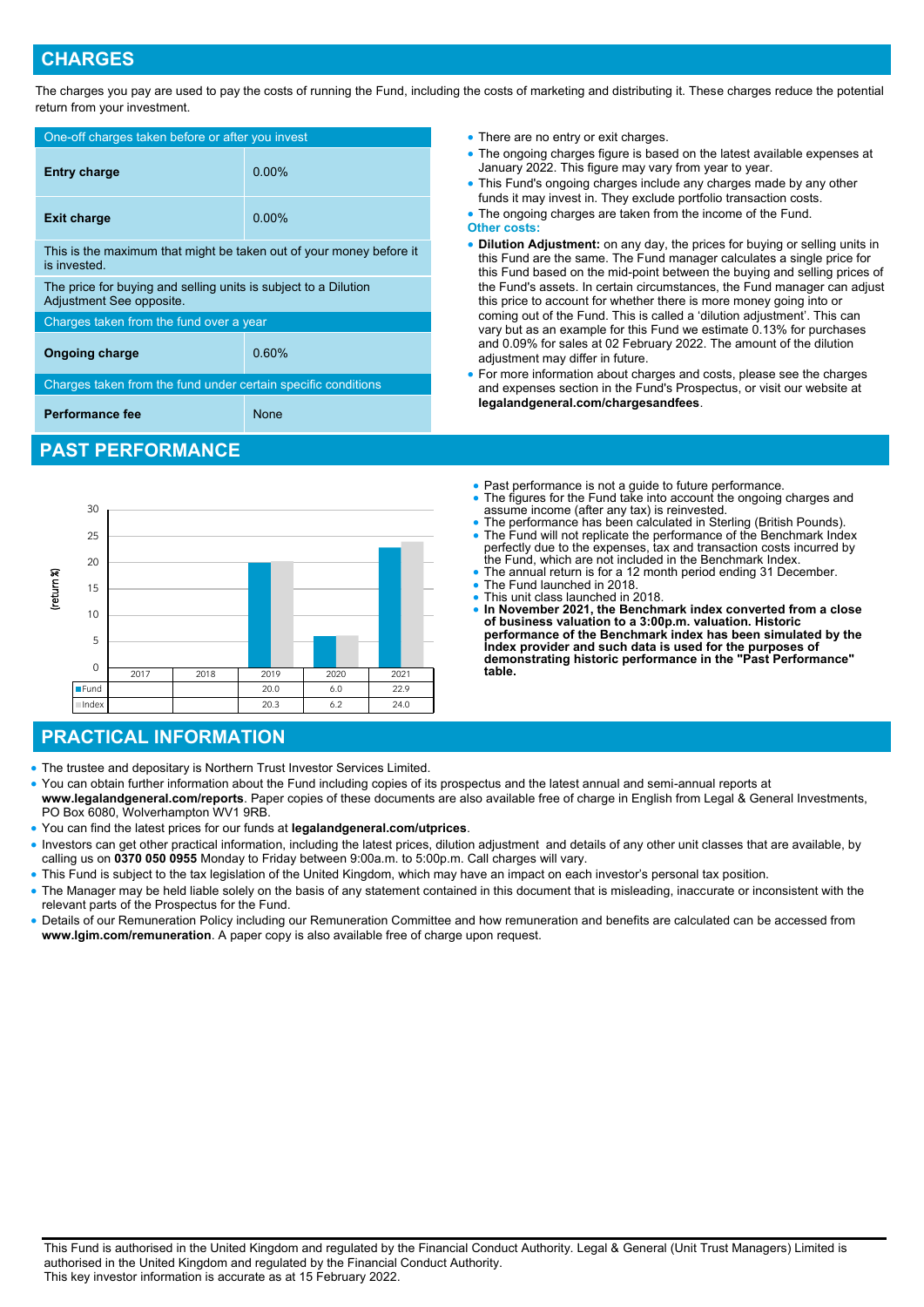## CHARGES

The charges you pay are used to pay the costs of running the Fund, including the costs of marketing and distributing it. These charges reduce the potential return from your investment.

| One-off charges taken before or after you invest | |
|---|---|
| **Entry charge** | 0.00% |
| **Exit charge** | 0.00% |
| This is the maximum that might be taken out of your money before it is invested. | |
| The price for buying and selling units is subject to a Dilution Adjustment See opposite. | |
| **Charges taken from the fund over a year** | |
| **Ongoing charge** | 0.60% |
| **Charges taken from the fund under certain specific conditions** | |
| **Performance fee** | None |

- There are no entry or exit charges.
- The ongoing charges figure is based on the latest available expenses at January 2022. This figure may vary from year to year.
- This Fund's ongoing charges include any charges made by any other funds it may invest in. They exclude portfolio transaction costs.
- The ongoing charges are taken from the income of the Fund.

**Other costs:**

- **Dilution Adjustment:** on any day, the prices for buying or selling units in this Fund are the same. The Fund manager calculates a single price for this Fund based on the mid-point between the buying and selling prices of the Fund's assets. In certain circumstances, the Fund manager can adjust this price to account for whether there is more money going into or coming out of the Fund. This is called a 'dilution adjustment'. This can vary but as an example for this Fund we estimate 0.13% for purchases and 0.09% for sales at 02 February 2022. The amount of the dilution adjustment may differ in future.
- For more information about charges and costs, please see the charges and expenses section in the Fund's Prospectus, or visit our website at **legalandgeneral.com/chargesandfees**.

## PAST PERFORMANCE

(return %)

30
25
20
15
10
5
0

2017 2018 2019 2020 2021

Fund: 20.0 (2019), 6.0 (2020), 22.9 (2021)

Index: 20.3 (2019), 6.2 (2020), 24.0 (2021)

- Past performance is not a guide to future performance.
- The figures for the Fund take into account the ongoing charges and assume income (after any tax) is reinvested.
- The performance has been calculated in Sterling (British Pounds).
- The Fund will not replicate the performance of the Benchmark Index perfectly due to the expenses, tax and transaction costs incurred by the Fund, which are not included in the Benchmark Index.
- The annual return is for a 12 month period ending 31 December.
- The Fund launched in 2018.
- This unit class launched in 2018.
- **In November 2021, the Benchmark index converted from a close of business valuation to a 3:00p.m. valuation. Historic performance of the Benchmark index has been simulated by the Index provider and such data is used for the purposes of demonstrating historic performance in the "Past Performance" table.**

## PRACTICAL INFORMATION

- The trustee and depositary is Northern Trust Investor Services Limited.
- You can obtain further information about the Fund including copies of its prospectus and the latest annual and semi-annual reports at **www.legalandgeneral.com/reports**. Paper copies of these documents are also available free of charge in English from Legal & General Investments, PO Box 6080, Wolverhampton WV1 9RB.
- You can find the latest prices for our funds at **legalandgeneral.com/utprices**.
- Investors can get other practical information, including the latest prices, dilution adjustment and details of any other unit classes that are available, by calling us on **0370 050 0955** Monday to Friday between 9:00a.m. to 5:00p.m. Call charges will vary.
- This Fund is subject to the tax legislation of the United Kingdom, which may have an impact on each investor's personal tax position.
- The Manager may be held liable solely on the basis of any statement contained in this document that is misleading, inaccurate or inconsistent with the relevant parts of the Prospectus for the Fund.
- Details of our Remuneration Policy including our Remuneration Committee and how remuneration and benefits are calculated can be accessed from **www.lgim.com/remuneration**. A paper copy is also available free of charge upon request.

This Fund is authorised in the United Kingdom and regulated by the Financial Conduct Authority. Legal & General (Unit Trust Managers) Limited is authorised in the United Kingdom and regulated by the Financial Conduct Authority.
This key investor information is accurate as at 15 February 2022.